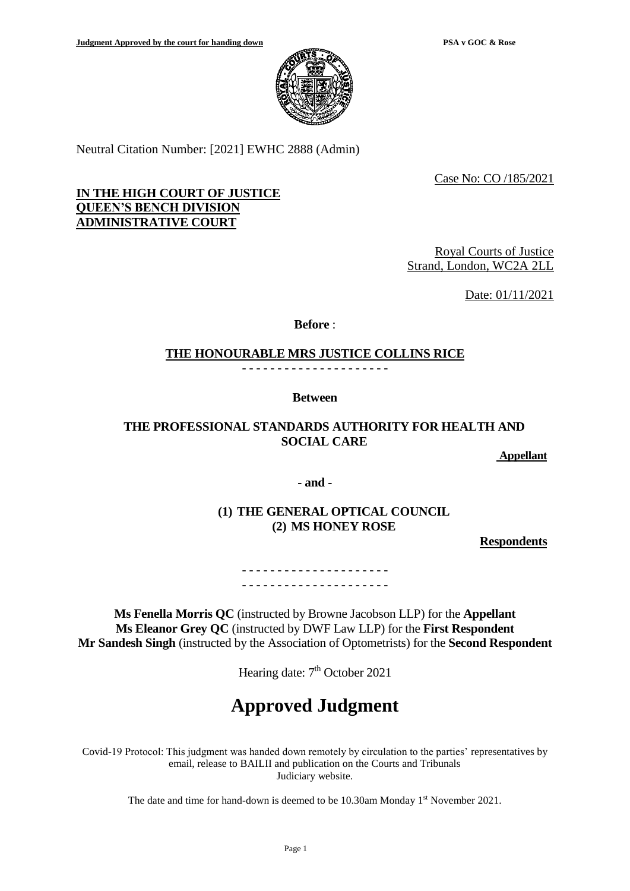Neutral Citation Number: [2021] EWHC 2888 (Admin)

Case No: CO /185/2021

**IN THE HIGH COURT OF JUSTICE**
**QUEEN'S BENCH DIVISION**
**ADMINISTRATIVE COURT**

Royal Courts of Justice
Strand, London, WC2A 2LL

Date: 01/11/2021

**Before** :

**THE HONOURABLE MRS JUSTICE COLLINS RICE**

- - - - - - - - - - - - - - - - - - - - -

**Between**

**THE PROFESSIONAL STANDARDS AUTHORITY FOR HEALTH AND SOCIAL CARE**

**Appellant**

**- and -**

**(1) THE GENERAL OPTICAL COUNCIL**
**(2) MS HONEY ROSE**

**Respondents**

- - - - - - - - - - - - - - - - - - - - -
- - - - - - - - - - - - - - - - - - - - -

**Ms Fenella Morris QC** (instructed by Browne Jacobson LLP) for the **Appellant**
**Ms Eleanor Grey QC** (instructed by DWF Law LLP) for the **First Respondent**
**Mr Sandesh Singh** (instructed by the Association of Optometrists) for the **Second Respondent**

Hearing date: 7th October 2021

# Approved Judgment

Covid-19 Protocol: This judgment was handed down remotely by circulation to the parties' representatives by email, release to BAILII and publication on the Courts and Tribunals Judiciary website.

The date and time for hand-down is deemed to be 10.30am Monday 1st November 2021.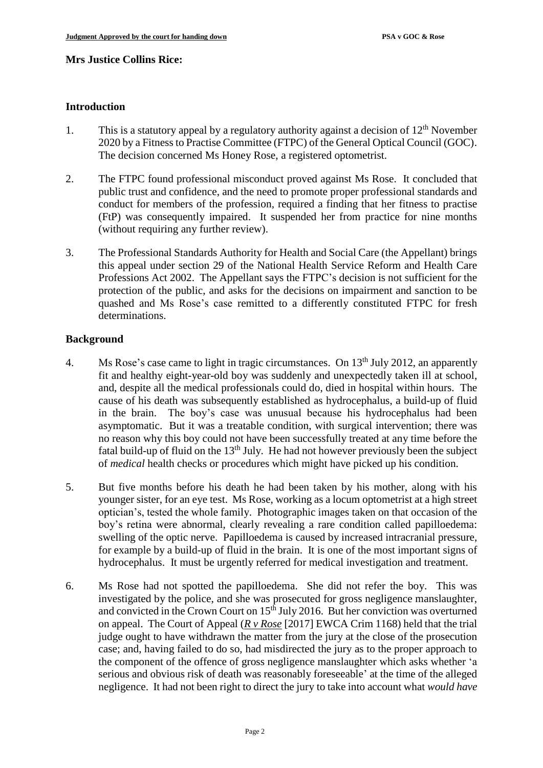**Mrs Justice Collins Rice:**

## Introduction

1. This is a statutory appeal by a regulatory authority against a decision of 12th November 2020 by a Fitness to Practise Committee (FTPC) of the General Optical Council (GOC). The decision concerned Ms Honey Rose, a registered optometrist.

2. The FTPC found professional misconduct proved against Ms Rose. It concluded that public trust and confidence, and the need to promote proper professional standards and conduct for members of the profession, required a finding that her fitness to practise (FtP) was consequently impaired. It suspended her from practice for nine months (without requiring any further review).

3. The Professional Standards Authority for Health and Social Care (the Appellant) brings this appeal under section 29 of the National Health Service Reform and Health Care Professions Act 2002. The Appellant says the FTPC's decision is not sufficient for the protection of the public, and asks for the decisions on impairment and sanction to be quashed and Ms Rose's case remitted to a differently constituted FTPC for fresh determinations.

## Background

4. Ms Rose's case came to light in tragic circumstances. On 13th July 2012, an apparently fit and healthy eight-year-old boy was suddenly and unexpectedly taken ill at school, and, despite all the medical professionals could do, died in hospital within hours. The cause of his death was subsequently established as hydrocephalus, a build-up of fluid in the brain. The boy's case was unusual because his hydrocephalus had been asymptomatic. But it was a treatable condition, with surgical intervention; there was no reason why this boy could not have been successfully treated at any time before the fatal build-up of fluid on the 13th July. He had not however previously been the subject of *medical* health checks or procedures which might have picked up his condition.

5. But five months before his death he had been taken by his mother, along with his younger sister, for an eye test. Ms Rose, working as a locum optometrist at a high street optician's, tested the whole family. Photographic images taken on that occasion of the boy's retina were abnormal, clearly revealing a rare condition called papilloedema: swelling of the optic nerve. Papilloedema is caused by increased intracranial pressure, for example by a build-up of fluid in the brain. It is one of the most important signs of hydrocephalus. It must be urgently referred for medical investigation and treatment.

6. Ms Rose had not spotted the papilloedema. She did not refer the boy. This was investigated by the police, and she was prosecuted for gross negligence manslaughter, and convicted in the Crown Court on 15th July 2016. But her conviction was overturned on appeal. The Court of Appeal (***R v Rose*** [2017] EWCA Crim 1168) held that the trial judge ought to have withdrawn the matter from the jury at the close of the prosecution case; and, having failed to do so, had misdirected the jury as to the proper approach to the component of the offence of gross negligence manslaughter which asks whether 'a serious and obvious risk of death was reasonably foreseeable' at the time of the alleged negligence. It had not been right to direct the jury to take into account what *would have*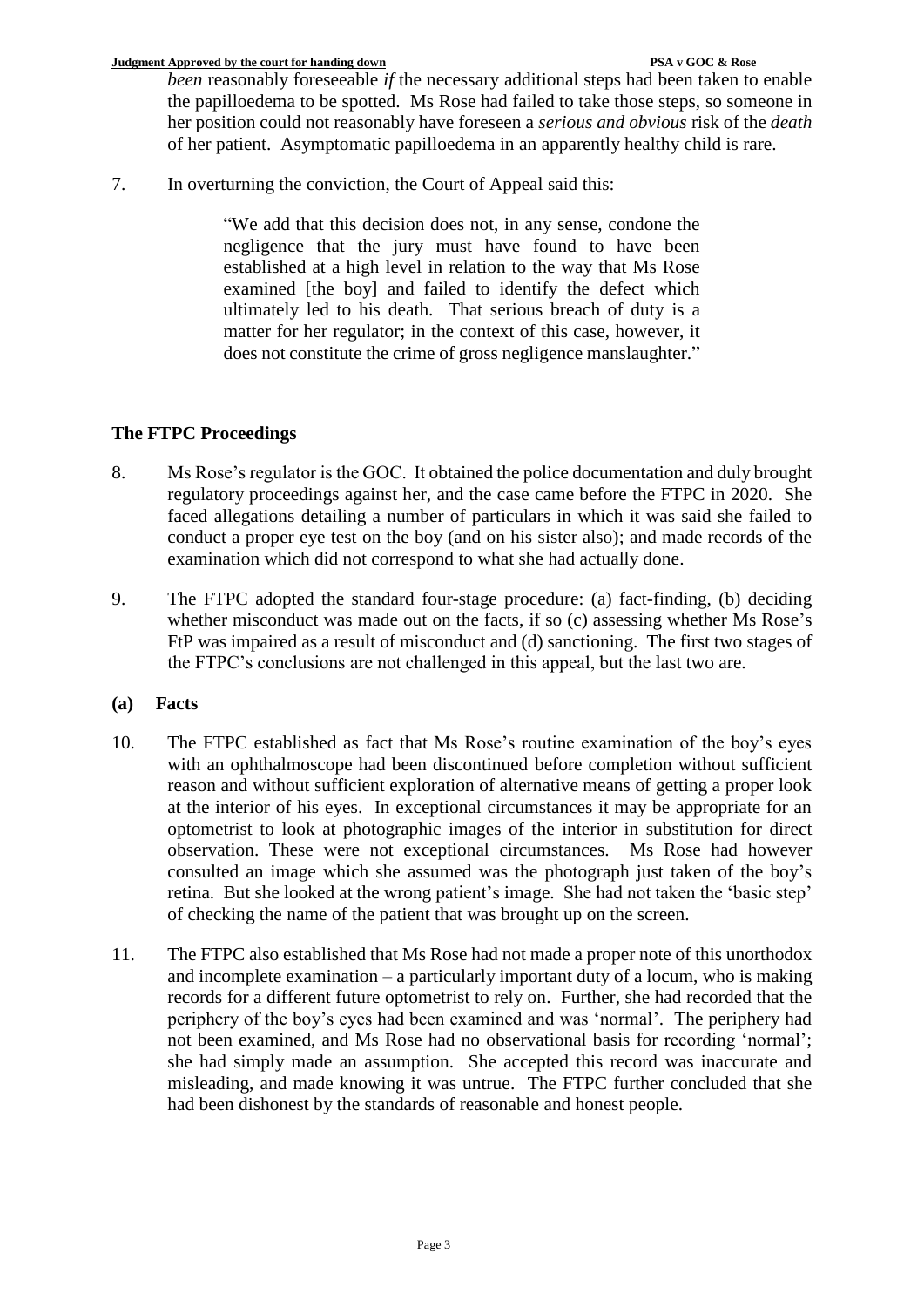*been* reasonably foreseeable *if* the necessary additional steps had been taken to enable the papilloedema to be spotted. Ms Rose had failed to take those steps, so someone in her position could not reasonably have foreseen a *serious and obvious* risk of the *death* of her patient. Asymptomatic papilloedema in an apparently healthy child is rare.

7. In overturning the conviction, the Court of Appeal said this:

> "We add that this decision does not, in any sense, condone the negligence that the jury must have found to have been established at a high level in relation to the way that Ms Rose examined [the boy] and failed to identify the defect which ultimately led to his death. That serious breach of duty is a matter for her regulator; in the context of this case, however, it does not constitute the crime of gross negligence manslaughter."

## The FTPC Proceedings

8. Ms Rose's regulator is the GOC. It obtained the police documentation and duly brought regulatory proceedings against her, and the case came before the FTPC in 2020. She faced allegations detailing a number of particulars in which it was said she failed to conduct a proper eye test on the boy (and on his sister also); and made records of the examination which did not correspond to what she had actually done.

9. The FTPC adopted the standard four-stage procedure: (a) fact-finding, (b) deciding whether misconduct was made out on the facts, if so (c) assessing whether Ms Rose's FtP was impaired as a result of misconduct and (d) sanctioning. The first two stages of the FTPC's conclusions are not challenged in this appeal, but the last two are.

### (a) Facts

10. The FTPC established as fact that Ms Rose's routine examination of the boy's eyes with an ophthalmoscope had been discontinued before completion without sufficient reason and without sufficient exploration of alternative means of getting a proper look at the interior of his eyes. In exceptional circumstances it may be appropriate for an optometrist to look at photographic images of the interior in substitution for direct observation. These were not exceptional circumstances. Ms Rose had however consulted an image which she assumed was the photograph just taken of the boy's retina. But she looked at the wrong patient's image. She had not taken the 'basic step' of checking the name of the patient that was brought up on the screen.

11. The FTPC also established that Ms Rose had not made a proper note of this unorthodox and incomplete examination – a particularly important duty of a locum, who is making records for a different future optometrist to rely on. Further, she had recorded that the periphery of the boy's eyes had been examined and was 'normal'. The periphery had not been examined, and Ms Rose had no observational basis for recording 'normal'; she had simply made an assumption. She accepted this record was inaccurate and misleading, and made knowing it was untrue. The FTPC further concluded that she had been dishonest by the standards of reasonable and honest people.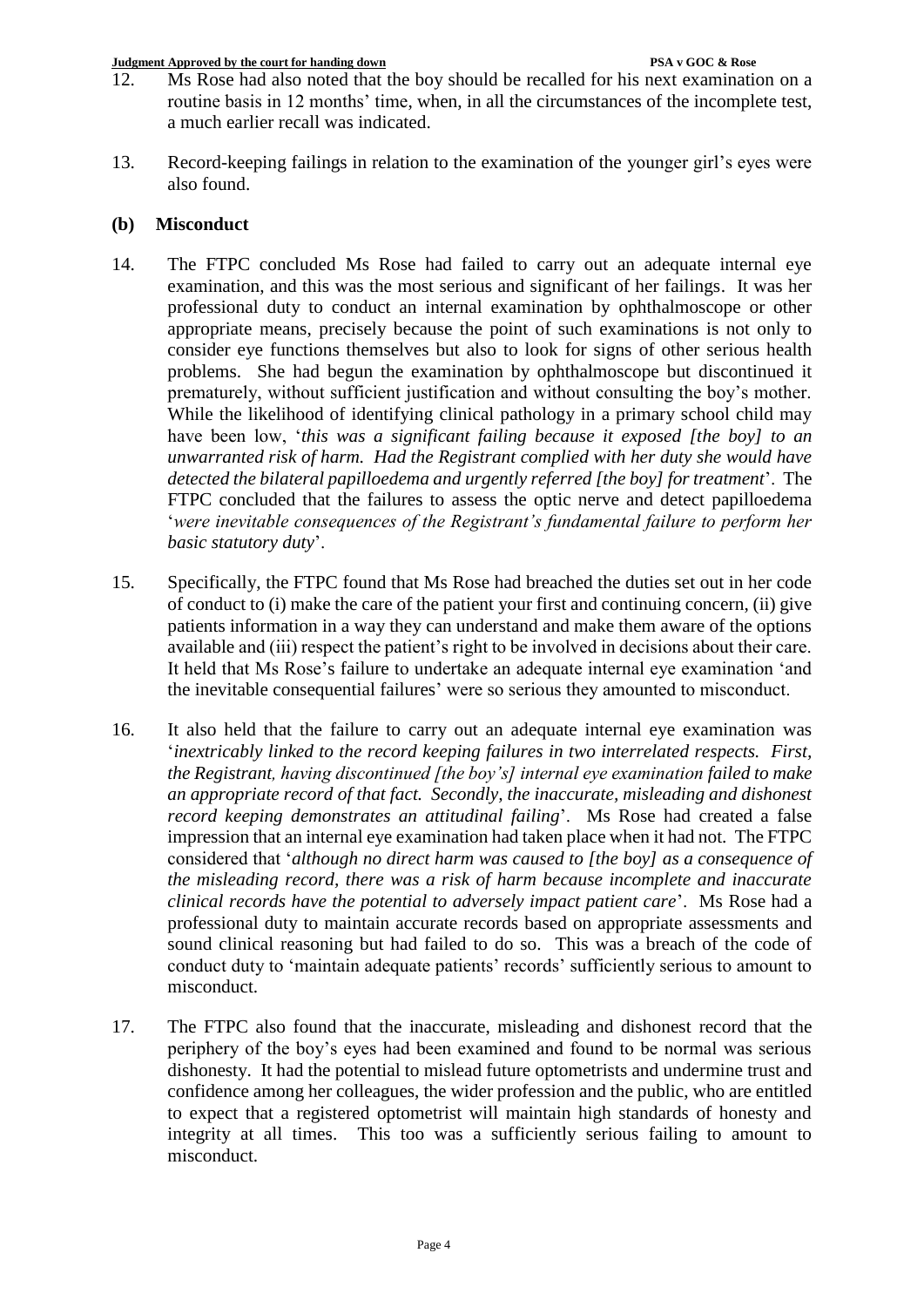12. Ms Rose had also noted that the boy should be recalled for his next examination on a routine basis in 12 months' time, when, in all the circumstances of the incomplete test, a much earlier recall was indicated.

13. Record-keeping failings in relation to the examination of the younger girl's eyes were also found.

### (b) Misconduct

14. The FTPC concluded Ms Rose had failed to carry out an adequate internal eye examination, and this was the most serious and significant of her failings. It was her professional duty to conduct an internal examination by ophthalmoscope or other appropriate means, precisely because the point of such examinations is not only to consider eye functions themselves but also to look for signs of other serious health problems. She had begun the examination by ophthalmoscope but discontinued it prematurely, without sufficient justification and without consulting the boy's mother. While the likelihood of identifying clinical pathology in a primary school child may have been low, '*this was a significant failing because it exposed [the boy] to an unwarranted risk of harm. Had the Registrant complied with her duty she would have detected the bilateral papilloedema and urgently referred [the boy] for treatment*'. The FTPC concluded that the failures to assess the optic nerve and detect papilloedema '*were inevitable consequences of the Registrant's fundamental failure to perform her basic statutory duty*'.

15. Specifically, the FTPC found that Ms Rose had breached the duties set out in her code of conduct to (i) make the care of the patient your first and continuing concern, (ii) give patients information in a way they can understand and make them aware of the options available and (iii) respect the patient's right to be involved in decisions about their care. It held that Ms Rose's failure to undertake an adequate internal eye examination 'and the inevitable consequential failures' were so serious they amounted to misconduct.

16. It also held that the failure to carry out an adequate internal eye examination was '*inextricably linked to the record keeping failures in two interrelated respects. First, the Registrant, having discontinued [the boy's] internal eye examination failed to make an appropriate record of that fact. Secondly, the inaccurate, misleading and dishonest record keeping demonstrates an attitudinal failing*'. Ms Rose had created a false impression that an internal eye examination had taken place when it had not. The FTPC considered that '*although no direct harm was caused to [the boy] as a consequence of the misleading record, there was a risk of harm because incomplete and inaccurate clinical records have the potential to adversely impact patient care*'. Ms Rose had a professional duty to maintain accurate records based on appropriate assessments and sound clinical reasoning but had failed to do so. This was a breach of the code of conduct duty to 'maintain adequate patients' records' sufficiently serious to amount to misconduct.

17. The FTPC also found that the inaccurate, misleading and dishonest record that the periphery of the boy's eyes had been examined and found to be normal was serious dishonesty. It had the potential to mislead future optometrists and undermine trust and confidence among her colleagues, the wider profession and the public, who are entitled to expect that a registered optometrist will maintain high standards of honesty and integrity at all times. This too was a sufficiently serious failing to amount to misconduct.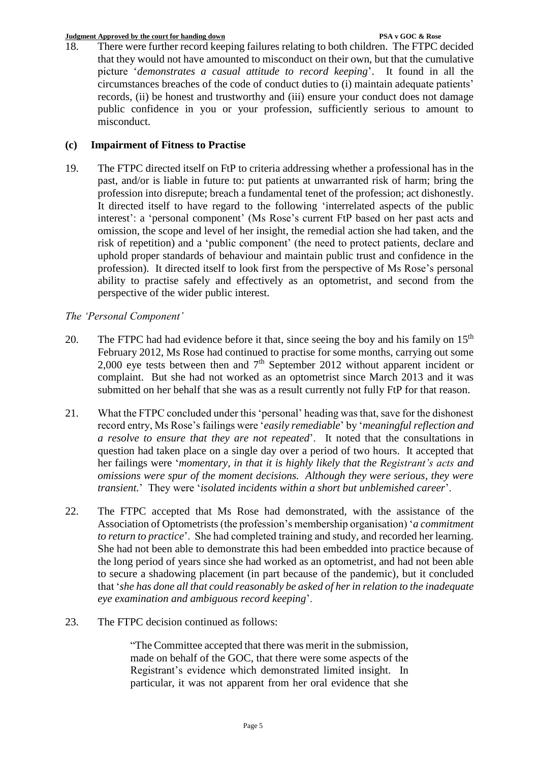18. There were further record keeping failures relating to both children. The FTPC decided that they would not have amounted to misconduct on their own, but that the cumulative picture '*demonstrates a casual attitude to record keeping*'. It found in all the circumstances breaches of the code of conduct duties to (i) maintain adequate patients' records, (ii) be honest and trustworthy and (iii) ensure your conduct does not damage public confidence in you or your profession, sufficiently serious to amount to misconduct.

### (c) Impairment of Fitness to Practise

19. The FTPC directed itself on FtP to criteria addressing whether a professional has in the past, and/or is liable in future to: put patients at unwarranted risk of harm; bring the profession into disrepute; breach a fundamental tenet of the profession; act dishonestly. It directed itself to have regard to the following 'interrelated aspects of the public interest': a 'personal component' (Ms Rose's current FtP based on her past acts and omission, the scope and level of her insight, the remedial action she had taken, and the risk of repetition) and a 'public component' (the need to protect patients, declare and uphold proper standards of behaviour and maintain public trust and confidence in the profession). It directed itself to look first from the perspective of Ms Rose's personal ability to practise safely and effectively as an optometrist, and second from the perspective of the wider public interest.

*The 'Personal Component'*

20. The FTPC had had evidence before it that, since seeing the boy and his family on 15th February 2012, Ms Rose had continued to practise for some months, carrying out some 2,000 eye tests between then and 7th September 2012 without apparent incident or complaint. But she had not worked as an optometrist since March 2013 and it was submitted on her behalf that she was as a result currently not fully FtP for that reason.

21. What the FTPC concluded under this 'personal' heading was that, save for the dishonest record entry, Ms Rose's failings were '*easily remediable*' by '*meaningful reflection and a resolve to ensure that they are not repeated*'. It noted that the consultations in question had taken place on a single day over a period of two hours. It accepted that her failings were '*momentary, in that it is highly likely that the Registrant's acts and omissions were spur of the moment decisions. Although they were serious, they were transient.*' They were '*isolated incidents within a short but unblemished career*'.

22. The FTPC accepted that Ms Rose had demonstrated, with the assistance of the Association of Optometrists (the profession's membership organisation) '*a commitment to return to practice*'. She had completed training and study, and recorded her learning. She had not been able to demonstrate this had been embedded into practice because of the long period of years since she had worked as an optometrist, and had not been able to secure a shadowing placement (in part because of the pandemic), but it concluded that '*she has done all that could reasonably be asked of her in relation to the inadequate eye examination and ambiguous record keeping*'.

23. The FTPC decision continued as follows:

> "The Committee accepted that there was merit in the submission, made on behalf of the GOC, that there were some aspects of the Registrant's evidence which demonstrated limited insight. In particular, it was not apparent from her oral evidence that she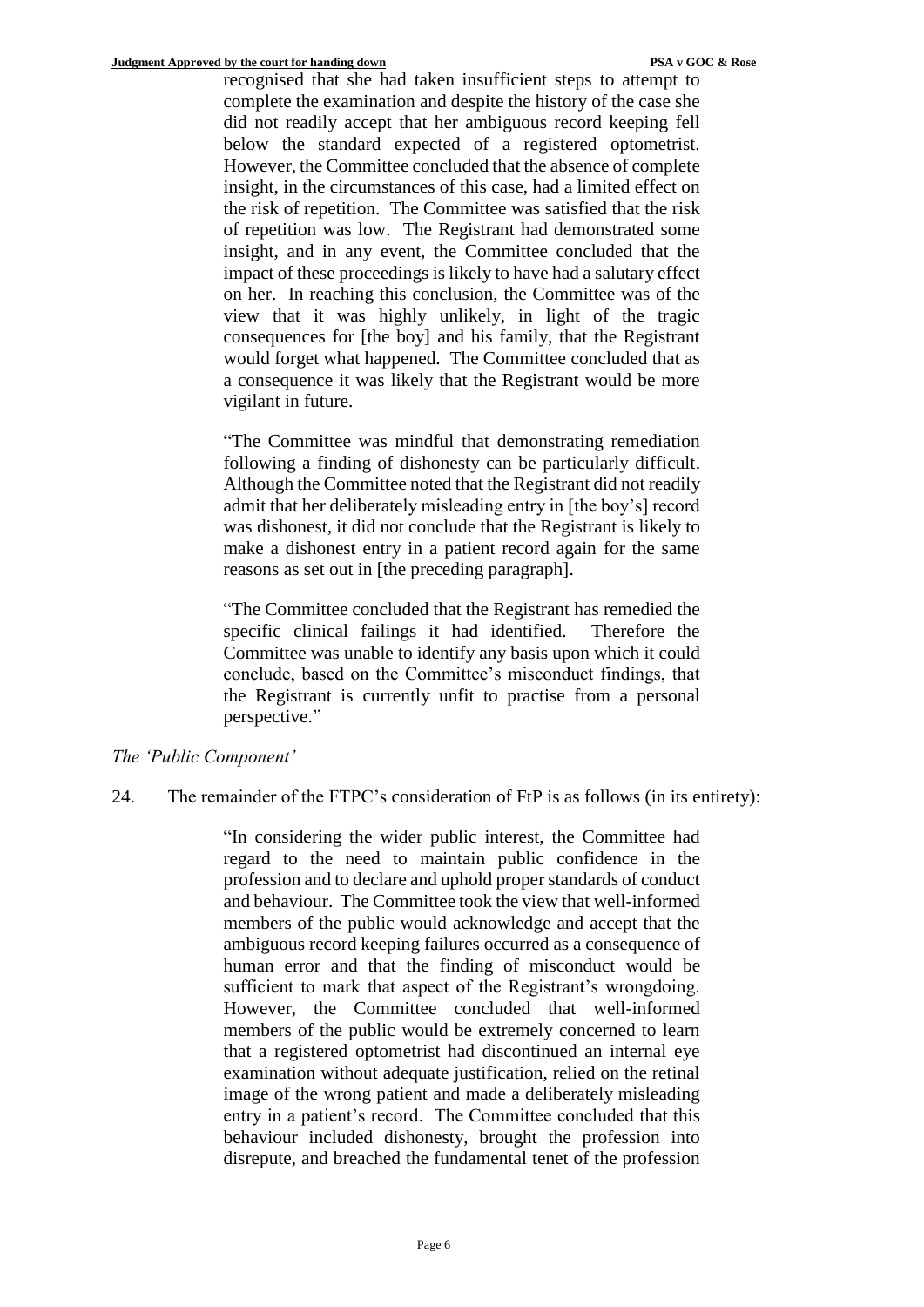recognised that she had taken insufficient steps to attempt to complete the examination and despite the history of the case she did not readily accept that her ambiguous record keeping fell below the standard expected of a registered optometrist. However, the Committee concluded that the absence of complete insight, in the circumstances of this case, had a limited effect on the risk of repetition. The Committee was satisfied that the risk of repetition was low. The Registrant had demonstrated some insight, and in any event, the Committee concluded that the impact of these proceedings is likely to have had a salutary effect on her. In reaching this conclusion, the Committee was of the view that it was highly unlikely, in light of the tragic consequences for [the boy] and his family, that the Registrant would forget what happened. The Committee concluded that as a consequence it was likely that the Registrant would be more vigilant in future.

"The Committee was mindful that demonstrating remediation following a finding of dishonesty can be particularly difficult. Although the Committee noted that the Registrant did not readily admit that her deliberately misleading entry in [the boy's] record was dishonest, it did not conclude that the Registrant is likely to make a dishonest entry in a patient record again for the same reasons as set out in [the preceding paragraph].

"The Committee concluded that the Registrant has remedied the specific clinical failings it had identified. Therefore the Committee was unable to identify any basis upon which it could conclude, based on the Committee's misconduct findings, that the Registrant is currently unfit to practise from a personal perspective."

*The 'Public Component'*

24. The remainder of the FTPC's consideration of FtP is as follows (in its entirety):

"In considering the wider public interest, the Committee had regard to the need to maintain public confidence in the profession and to declare and uphold proper standards of conduct and behaviour. The Committee took the view that well-informed members of the public would acknowledge and accept that the ambiguous record keeping failures occurred as a consequence of human error and that the finding of misconduct would be sufficient to mark that aspect of the Registrant's wrongdoing. However, the Committee concluded that well-informed members of the public would be extremely concerned to learn that a registered optometrist had discontinued an internal eye examination without adequate justification, relied on the retinal image of the wrong patient and made a deliberately misleading entry in a patient's record. The Committee concluded that this behaviour included dishonesty, brought the profession into disrepute, and breached the fundamental tenet of the profession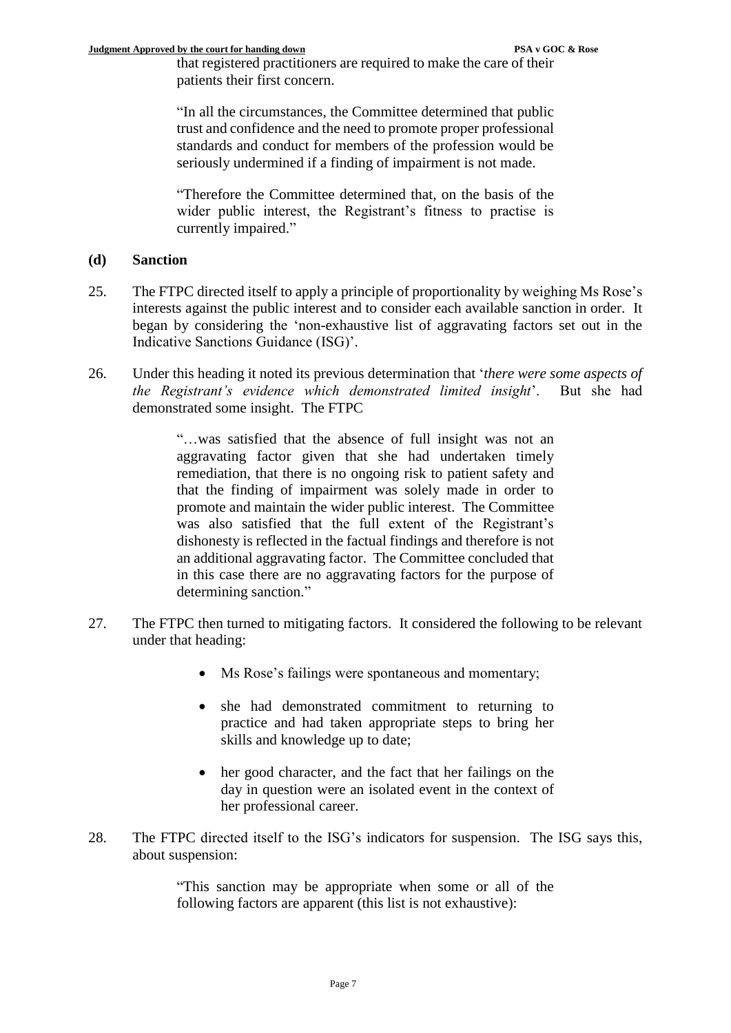that registered practitioners are required to make the care of their patients their first concern.

> "In all the circumstances, the Committee determined that public trust and confidence and the need to promote proper professional standards and conduct for members of the profession would be seriously undermined if a finding of impairment is not made.
>
> "Therefore the Committee determined that, on the basis of the wider public interest, the Registrant's fitness to practise is currently impaired."

### (d) Sanction

25. The FTPC directed itself to apply a principle of proportionality by weighing Ms Rose's interests against the public interest and to consider each available sanction in order. It began by considering the 'non-exhaustive list of aggravating factors set out in the Indicative Sanctions Guidance (ISG)'.

26. Under this heading it noted its previous determination that '*there were some aspects of the Registrant's evidence which demonstrated limited insight*'. But she had demonstrated some insight. The FTPC

> "…was satisfied that the absence of full insight was not an aggravating factor given that she had undertaken timely remediation, that there is no ongoing risk to patient safety and that the finding of impairment was solely made in order to promote and maintain the wider public interest. The Committee was also satisfied that the full extent of the Registrant's dishonesty is reflected in the factual findings and therefore is not an additional aggravating factor. The Committee concluded that in this case there are no aggravating factors for the purpose of determining sanction."

27. The FTPC then turned to mitigating factors. It considered the following to be relevant under that heading:

    - Ms Rose's failings were spontaneous and momentary;
    - she had demonstrated commitment to returning to practice and had taken appropriate steps to bring her skills and knowledge up to date;
    - her good character, and the fact that her failings on the day in question were an isolated event in the context of her professional career.

28. The FTPC directed itself to the ISG's indicators for suspension. The ISG says this, about suspension:

> "This sanction may be appropriate when some or all of the following factors are apparent (this list is not exhaustive):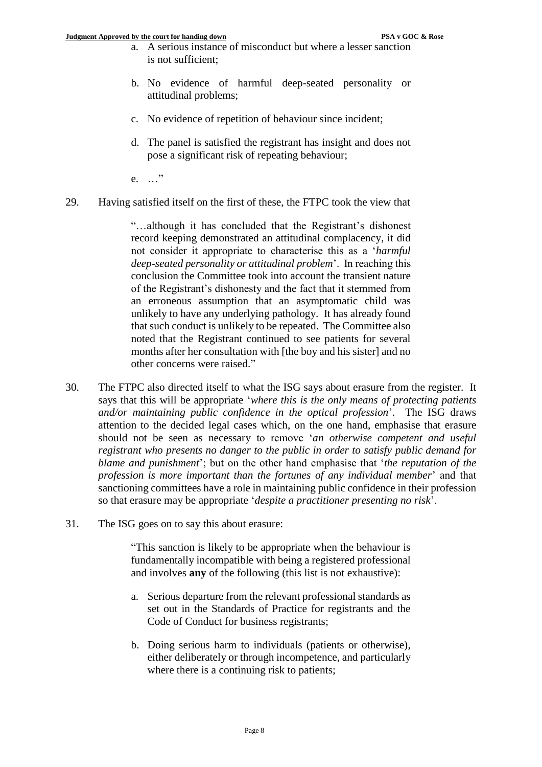> a. A serious instance of misconduct but where a lesser sanction is not sufficient;
>
> b. No evidence of harmful deep-seated personality or attitudinal problems;
>
> c. No evidence of repetition of behaviour since incident;
>
> d. The panel is satisfied the registrant has insight and does not pose a significant risk of repeating behaviour;
>
> e. …"

29. Having satisfied itself on the first of these, the FTPC took the view that

> "…although it has concluded that the Registrant's dishonest record keeping demonstrated an attitudinal complacency, it did not consider it appropriate to characterise this as a '*harmful deep-seated personality or attitudinal problem*'. In reaching this conclusion the Committee took into account the transient nature of the Registrant's dishonesty and the fact that it stemmed from an erroneous assumption that an asymptomatic child was unlikely to have any underlying pathology. It has already found that such conduct is unlikely to be repeated. The Committee also noted that the Registrant continued to see patients for several months after her consultation with [the boy and his sister] and no other concerns were raised."

30. The FTPC also directed itself to what the ISG says about erasure from the register. It says that this will be appropriate '*where this is the only means of protecting patients and/or maintaining public confidence in the optical profession*'. The ISG draws attention to the decided legal cases which, on the one hand, emphasise that erasure should not be seen as necessary to remove '*an otherwise competent and useful registrant who presents no danger to the public in order to satisfy public demand for blame and punishment*'; but on the other hand emphasise that '*the reputation of the profession is more important than the fortunes of any individual member*' and that sanctioning committees have a role in maintaining public confidence in their profession so that erasure may be appropriate '*despite a practitioner presenting no risk*'.

31. The ISG goes on to say this about erasure:

> "This sanction is likely to be appropriate when the behaviour is fundamentally incompatible with being a registered professional and involves **any** of the following (this list is not exhaustive):
>
> a. Serious departure from the relevant professional standards as set out in the Standards of Practice for registrants and the Code of Conduct for business registrants;
>
> b. Doing serious harm to individuals (patients or otherwise), either deliberately or through incompetence, and particularly where there is a continuing risk to patients;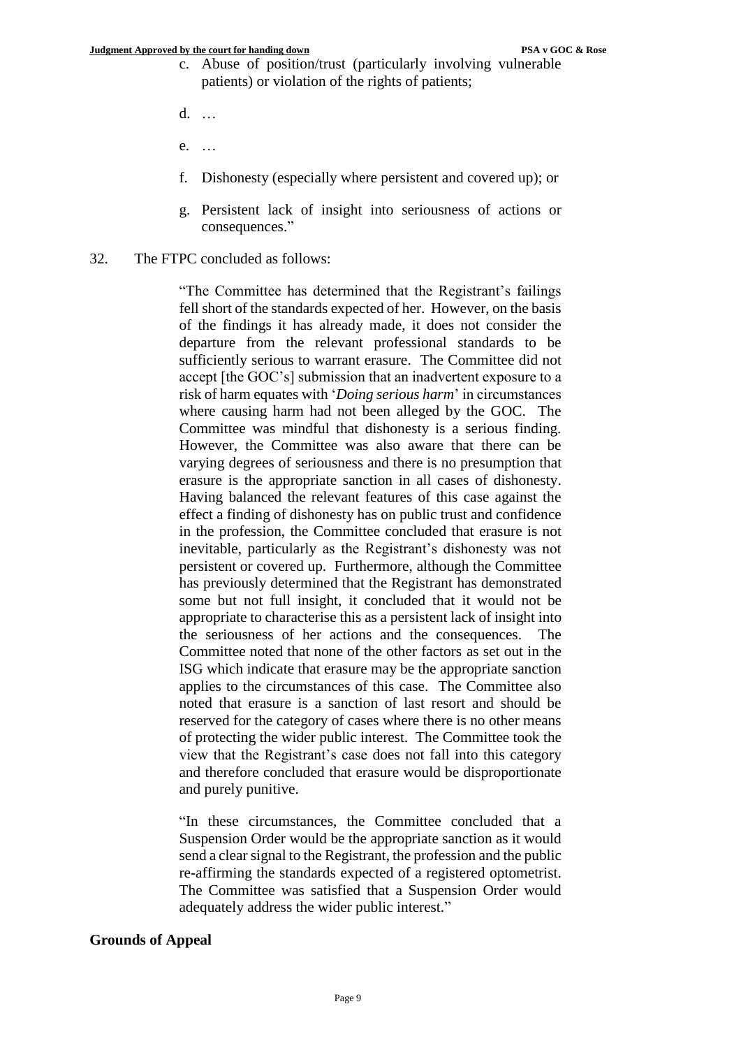c. Abuse of position/trust (particularly involving vulnerable patients) or violation of the rights of patients;

d. …

e. …

f. Dishonesty (especially where persistent and covered up); or

g. Persistent lack of insight into seriousness of actions or consequences."

32. The FTPC concluded as follows:

> "The Committee has determined that the Registrant's failings fell short of the standards expected of her. However, on the basis of the findings it has already made, it does not consider the departure from the relevant professional standards to be sufficiently serious to warrant erasure. The Committee did not accept [the GOC's] submission that an inadvertent exposure to a risk of harm equates with '*Doing serious harm*' in circumstances where causing harm had not been alleged by the GOC. The Committee was mindful that dishonesty is a serious finding. However, the Committee was also aware that there can be varying degrees of seriousness and there is no presumption that erasure is the appropriate sanction in all cases of dishonesty. Having balanced the relevant features of this case against the effect a finding of dishonesty has on public trust and confidence in the profession, the Committee concluded that erasure is not inevitable, particularly as the Registrant's dishonesty was not persistent or covered up. Furthermore, although the Committee has previously determined that the Registrant has demonstrated some but not full insight, it concluded that it would not be appropriate to characterise this as a persistent lack of insight into the seriousness of her actions and the consequences. The Committee noted that none of the other factors as set out in the ISG which indicate that erasure may be the appropriate sanction applies to the circumstances of this case. The Committee also noted that erasure is a sanction of last resort and should be reserved for the category of cases where there is no other means of protecting the wider public interest. The Committee took the view that the Registrant's case does not fall into this category and therefore concluded that erasure would be disproportionate and purely punitive.
>
> "In these circumstances, the Committee concluded that a Suspension Order would be the appropriate sanction as it would send a clear signal to the Registrant, the profession and the public re-affirming the standards expected of a registered optometrist. The Committee was satisfied that a Suspension Order would adequately address the wider public interest."

## Grounds of Appeal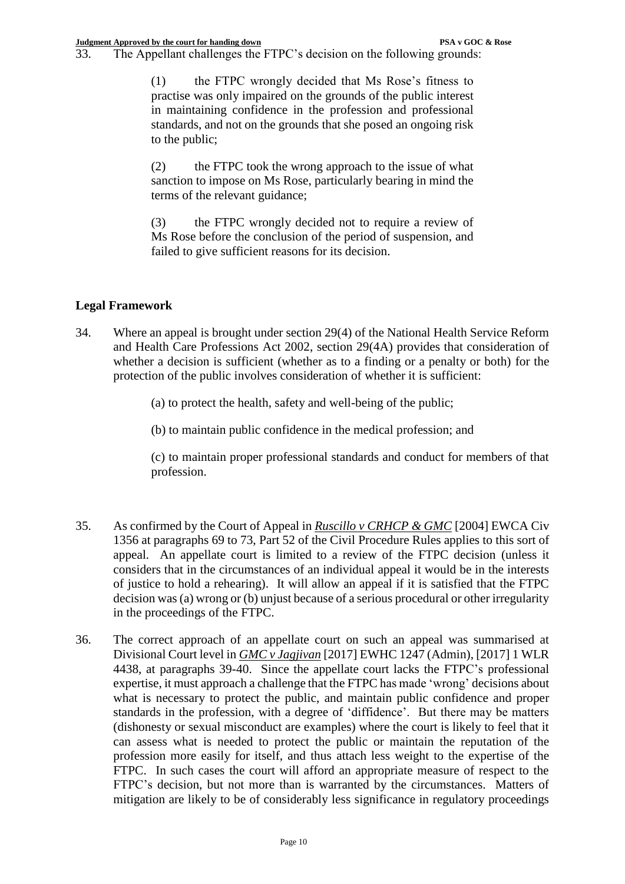33. The Appellant challenges the FTPC's decision on the following grounds:

> (1) the FTPC wrongly decided that Ms Rose's fitness to practise was only impaired on the grounds of the public interest in maintaining confidence in the profession and professional standards, and not on the grounds that she posed an ongoing risk to the public;
>
> (2) the FTPC took the wrong approach to the issue of what sanction to impose on Ms Rose, particularly bearing in mind the terms of the relevant guidance;
>
> (3) the FTPC wrongly decided not to require a review of Ms Rose before the conclusion of the period of suspension, and failed to give sufficient reasons for its decision.

## Legal Framework

34. Where an appeal is brought under section 29(4) of the National Health Service Reform and Health Care Professions Act 2002, section 29(4A) provides that consideration of whether a decision is sufficient (whether as to a finding or a penalty or both) for the protection of the public involves consideration of whether it is sufficient:

> (a) to protect the health, safety and well-being of the public;
>
> (b) to maintain public confidence in the medical profession; and
>
> (c) to maintain proper professional standards and conduct for members of that profession.

35. As confirmed by the Court of Appeal in ***Ruscillo v CRHCP & GMC*** [2004] EWCA Civ 1356 at paragraphs 69 to 73, Part 52 of the Civil Procedure Rules applies to this sort of appeal. An appellate court is limited to a review of the FTPC decision (unless it considers that in the circumstances of an individual appeal it would be in the interests of justice to hold a rehearing). It will allow an appeal if it is satisfied that the FTPC decision was (a) wrong or (b) unjust because of a serious procedural or other irregularity in the proceedings of the FTPC.

36. The correct approach of an appellate court on such an appeal was summarised at Divisional Court level in ***GMC v Jagjivan*** [2017] EWHC 1247 (Admin), [2017] 1 WLR 4438, at paragraphs 39-40. Since the appellate court lacks the FTPC's professional expertise, it must approach a challenge that the FTPC has made 'wrong' decisions about what is necessary to protect the public, and maintain public confidence and proper standards in the profession, with a degree of 'diffidence'. But there may be matters (dishonesty or sexual misconduct are examples) where the court is likely to feel that it can assess what is needed to protect the public or maintain the reputation of the profession more easily for itself, and thus attach less weight to the expertise of the FTPC. In such cases the court will afford an appropriate measure of respect to the FTPC's decision, but not more than is warranted by the circumstances. Matters of mitigation are likely to be of considerably less significance in regulatory proceedings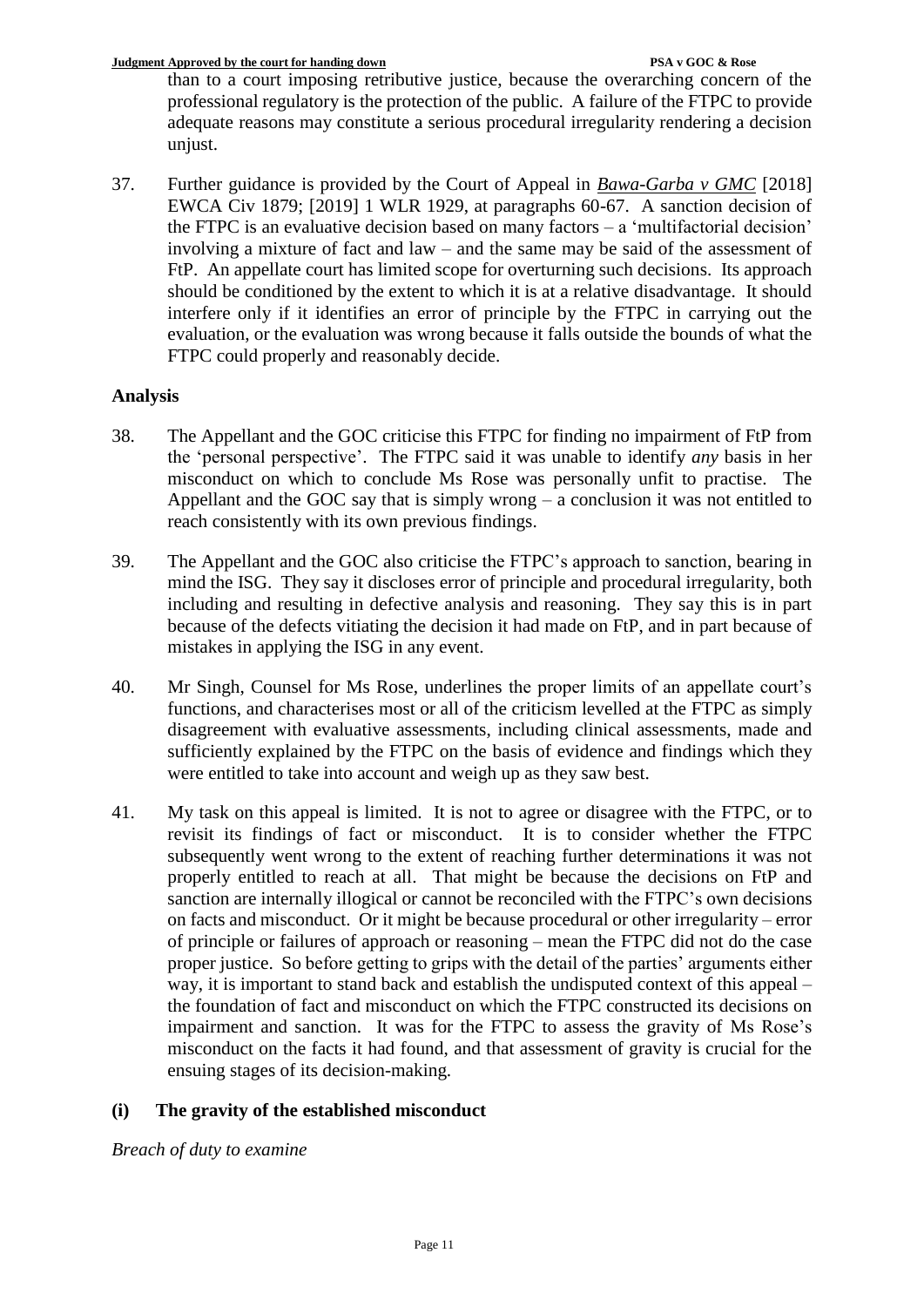than to a court imposing retributive justice, because the overarching concern of the professional regulatory is the protection of the public. A failure of the FTPC to provide adequate reasons may constitute a serious procedural irregularity rendering a decision unjust.

37. Further guidance is provided by the Court of Appeal in *Bawa-Garba v GMC* [2018] EWCA Civ 1879; [2019] 1 WLR 1929, at paragraphs 60-67. A sanction decision of the FTPC is an evaluative decision based on many factors – a 'multifactorial decision' involving a mixture of fact and law – and the same may be said of the assessment of FtP. An appellate court has limited scope for overturning such decisions. Its approach should be conditioned by the extent to which it is at a relative disadvantage. It should interfere only if it identifies an error of principle by the FTPC in carrying out the evaluation, or the evaluation was wrong because it falls outside the bounds of what the FTPC could properly and reasonably decide.

## Analysis

38. The Appellant and the GOC criticise this FTPC for finding no impairment of FtP from the 'personal perspective'. The FTPC said it was unable to identify *any* basis in her misconduct on which to conclude Ms Rose was personally unfit to practise. The Appellant and the GOC say that is simply wrong – a conclusion it was not entitled to reach consistently with its own previous findings.

39. The Appellant and the GOC also criticise the FTPC's approach to sanction, bearing in mind the ISG. They say it discloses error of principle and procedural irregularity, both including and resulting in defective analysis and reasoning. They say this is in part because of the defects vitiating the decision it had made on FtP, and in part because of mistakes in applying the ISG in any event.

40. Mr Singh, Counsel for Ms Rose, underlines the proper limits of an appellate court's functions, and characterises most or all of the criticism levelled at the FTPC as simply disagreement with evaluative assessments, including clinical assessments, made and sufficiently explained by the FTPC on the basis of evidence and findings which they were entitled to take into account and weigh up as they saw best.

41. My task on this appeal is limited. It is not to agree or disagree with the FTPC, or to revisit its findings of fact or misconduct. It is to consider whether the FTPC subsequently went wrong to the extent of reaching further determinations it was not properly entitled to reach at all. That might be because the decisions on FtP and sanction are internally illogical or cannot be reconciled with the FTPC's own decisions on facts and misconduct. Or it might be because procedural or other irregularity – error of principle or failures of approach or reasoning – mean the FTPC did not do the case proper justice. So before getting to grips with the detail of the parties' arguments either way, it is important to stand back and establish the undisputed context of this appeal – the foundation of fact and misconduct on which the FTPC constructed its decisions on impairment and sanction. It was for the FTPC to assess the gravity of Ms Rose's misconduct on the facts it had found, and that assessment of gravity is crucial for the ensuing stages of its decision-making.

### (i) The gravity of the established misconduct

*Breach of duty to examine*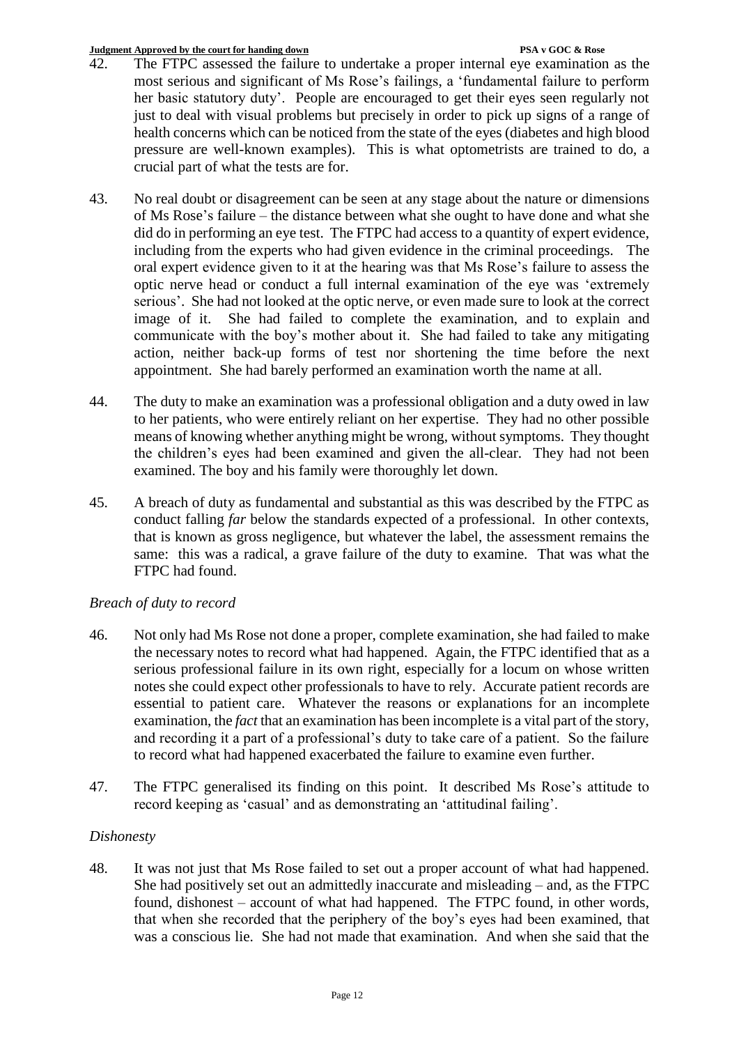42. The FTPC assessed the failure to undertake a proper internal eye examination as the most serious and significant of Ms Rose's failings, a 'fundamental failure to perform her basic statutory duty'. People are encouraged to get their eyes seen regularly not just to deal with visual problems but precisely in order to pick up signs of a range of health concerns which can be noticed from the state of the eyes (diabetes and high blood pressure are well-known examples). This is what optometrists are trained to do, a crucial part of what the tests are for.

43. No real doubt or disagreement can be seen at any stage about the nature or dimensions of Ms Rose's failure – the distance between what she ought to have done and what she did do in performing an eye test. The FTPC had access to a quantity of expert evidence, including from the experts who had given evidence in the criminal proceedings. The oral expert evidence given to it at the hearing was that Ms Rose's failure to assess the optic nerve head or conduct a full internal examination of the eye was 'extremely serious'. She had not looked at the optic nerve, or even made sure to look at the correct image of it. She had failed to complete the examination, and to explain and communicate with the boy's mother about it. She had failed to take any mitigating action, neither back-up forms of test nor shortening the time before the next appointment. She had barely performed an examination worth the name at all.

44. The duty to make an examination was a professional obligation and a duty owed in law to her patients, who were entirely reliant on her expertise. They had no other possible means of knowing whether anything might be wrong, without symptoms. They thought the children's eyes had been examined and given the all-clear. They had not been examined. The boy and his family were thoroughly let down.

45. A breach of duty as fundamental and substantial as this was described by the FTPC as conduct falling *far* below the standards expected of a professional. In other contexts, that is known as gross negligence, but whatever the label, the assessment remains the same: this was a radical, a grave failure of the duty to examine. That was what the FTPC had found.

*Breach of duty to record*

46. Not only had Ms Rose not done a proper, complete examination, she had failed to make the necessary notes to record what had happened. Again, the FTPC identified that as a serious professional failure in its own right, especially for a locum on whose written notes she could expect other professionals to have to rely. Accurate patient records are essential to patient care. Whatever the reasons or explanations for an incomplete examination, the *fact* that an examination has been incomplete is a vital part of the story, and recording it a part of a professional's duty to take care of a patient. So the failure to record what had happened exacerbated the failure to examine even further.

47. The FTPC generalised its finding on this point. It described Ms Rose's attitude to record keeping as 'casual' and as demonstrating an 'attitudinal failing'.

*Dishonesty*

48. It was not just that Ms Rose failed to set out a proper account of what had happened. She had positively set out an admittedly inaccurate and misleading – and, as the FTPC found, dishonest – account of what had happened. The FTPC found, in other words, that when she recorded that the periphery of the boy's eyes had been examined, that was a conscious lie. She had not made that examination. And when she said that the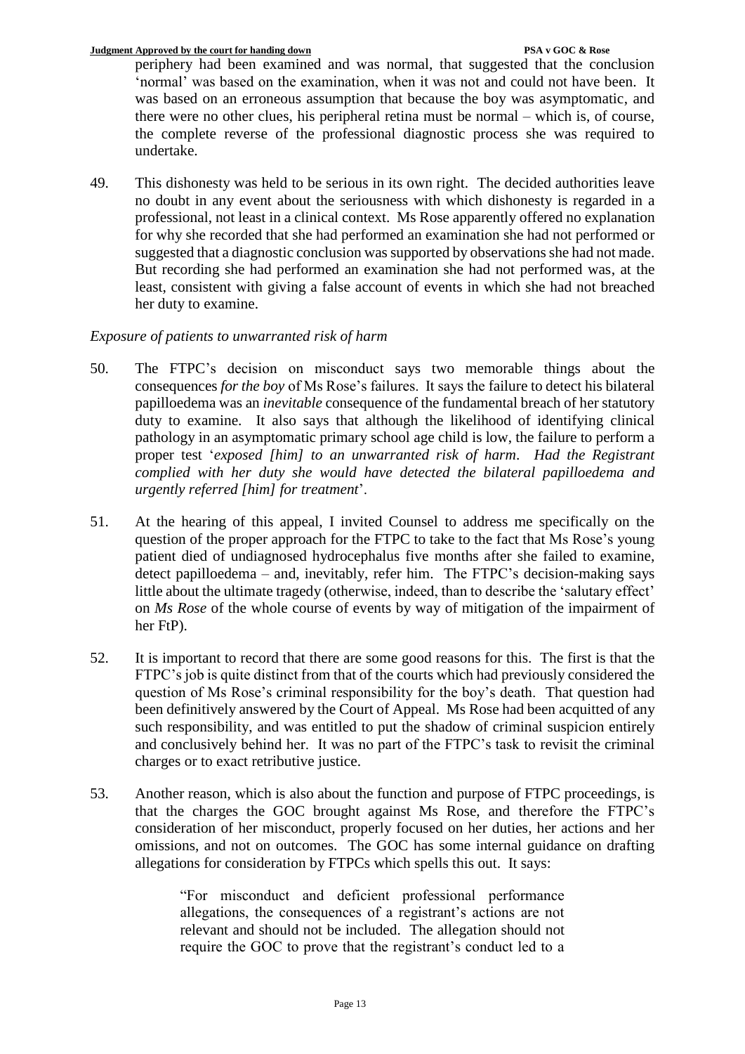periphery had been examined and was normal, that suggested that the conclusion 'normal' was based on the examination, when it was not and could not have been. It was based on an erroneous assumption that because the boy was asymptomatic, and there were no other clues, his peripheral retina must be normal – which is, of course, the complete reverse of the professional diagnostic process she was required to undertake.

49. This dishonesty was held to be serious in its own right. The decided authorities leave no doubt in any event about the seriousness with which dishonesty is regarded in a professional, not least in a clinical context. Ms Rose apparently offered no explanation for why she recorded that she had performed an examination she had not performed or suggested that a diagnostic conclusion was supported by observations she had not made. But recording she had performed an examination she had not performed was, at the least, consistent with giving a false account of events in which she had not breached her duty to examine.

*Exposure of patients to unwarranted risk of harm*

50. The FTPC's decision on misconduct says two memorable things about the consequences *for the boy* of Ms Rose's failures. It says the failure to detect his bilateral papilloedema was an *inevitable* consequence of the fundamental breach of her statutory duty to examine. It also says that although the likelihood of identifying clinical pathology in an asymptomatic primary school age child is low, the failure to perform a proper test '*exposed [him] to an unwarranted risk of harm. Had the Registrant complied with her duty she would have detected the bilateral papilloedema and urgently referred [him] for treatment*'.

51. At the hearing of this appeal, I invited Counsel to address me specifically on the question of the proper approach for the FTPC to take to the fact that Ms Rose's young patient died of undiagnosed hydrocephalus five months after she failed to examine, detect papilloedema – and, inevitably, refer him. The FTPC's decision-making says little about the ultimate tragedy (otherwise, indeed, than to describe the 'salutary effect' on *Ms Rose* of the whole course of events by way of mitigation of the impairment of her FtP).

52. It is important to record that there are some good reasons for this. The first is that the FTPC's job is quite distinct from that of the courts which had previously considered the question of Ms Rose's criminal responsibility for the boy's death. That question had been definitively answered by the Court of Appeal. Ms Rose had been acquitted of any such responsibility, and was entitled to put the shadow of criminal suspicion entirely and conclusively behind her. It was no part of the FTPC's task to revisit the criminal charges or to exact retributive justice.

53. Another reason, which is also about the function and purpose of FTPC proceedings, is that the charges the GOC brought against Ms Rose, and therefore the FTPC's consideration of her misconduct, properly focused on her duties, her actions and her omissions, and not on outcomes. The GOC has some internal guidance on drafting allegations for consideration by FTPCs which spells this out. It says:

> "For misconduct and deficient professional performance allegations, the consequences of a registrant's actions are not relevant and should not be included. The allegation should not require the GOC to prove that the registrant's conduct led to a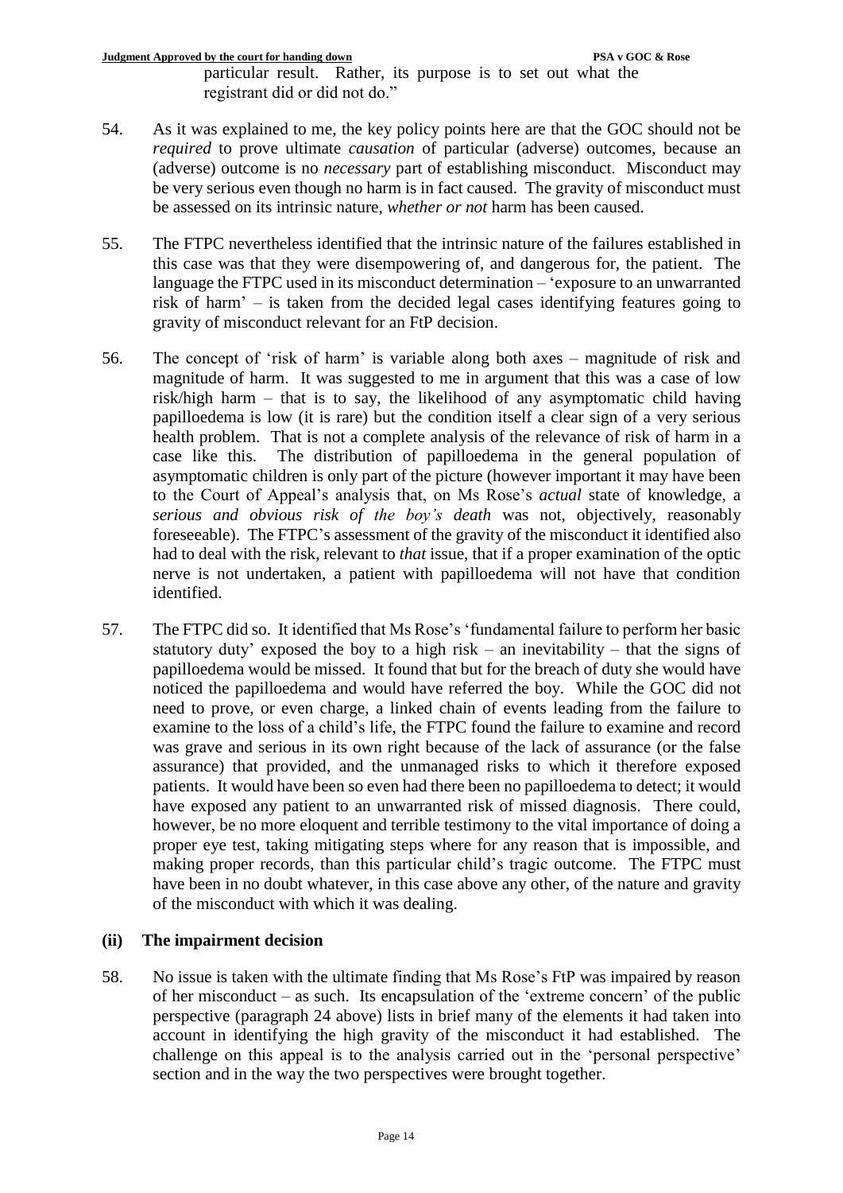particular result. Rather, its purpose is to set out what the registrant did or did not do."

54. As it was explained to me, the key policy points here are that the GOC should not be *required* to prove ultimate *causation* of particular (adverse) outcomes, because an (adverse) outcome is no *necessary* part of establishing misconduct. Misconduct may be very serious even though no harm is in fact caused. The gravity of misconduct must be assessed on its intrinsic nature, *whether or not* harm has been caused.

55. The FTPC nevertheless identified that the intrinsic nature of the failures established in this case was that they were disempowering of, and dangerous for, the patient. The language the FTPC used in its misconduct determination – 'exposure to an unwarranted risk of harm' – is taken from the decided legal cases identifying features going to gravity of misconduct relevant for an FtP decision.

56. The concept of 'risk of harm' is variable along both axes – magnitude of risk and magnitude of harm. It was suggested to me in argument that this was a case of low risk/high harm – that is to say, the likelihood of any asymptomatic child having papilloedema is low (it is rare) but the condition itself a clear sign of a very serious health problem. That is not a complete analysis of the relevance of risk of harm in a case like this. The distribution of papilloedema in the general population of asymptomatic children is only part of the picture (however important it may have been to the Court of Appeal's analysis that, on Ms Rose's *actual* state of knowledge, a *serious and obvious risk of the boy's death* was not, objectively, reasonably foreseeable). The FTPC's assessment of the gravity of the misconduct it identified also had to deal with the risk, relevant to *that* issue, that if a proper examination of the optic nerve is not undertaken, a patient with papilloedema will not have that condition identified.

57. The FTPC did so. It identified that Ms Rose's 'fundamental failure to perform her basic statutory duty' exposed the boy to a high risk – an inevitability – that the signs of papilloedema would be missed. It found that but for the breach of duty she would have noticed the papilloedema and would have referred the boy. While the GOC did not need to prove, or even charge, a linked chain of events leading from the failure to examine to the loss of a child's life, the FTPC found the failure to examine and record was grave and serious in its own right because of the lack of assurance (or the false assurance) that provided, and the unmanaged risks to which it therefore exposed patients. It would have been so even had there been no papilloedema to detect; it would have exposed any patient to an unwarranted risk of missed diagnosis. There could, however, be no more eloquent and terrible testimony to the vital importance of doing a proper eye test, taking mitigating steps where for any reason that is impossible, and making proper records, than this particular child's tragic outcome. The FTPC must have been in no doubt whatever, in this case above any other, of the nature and gravity of the misconduct with which it was dealing.

## (ii) The impairment decision

58. No issue is taken with the ultimate finding that Ms Rose's FtP was impaired by reason of her misconduct – as such. Its encapsulation of the 'extreme concern' of the public perspective (paragraph 24 above) lists in brief many of the elements it had taken into account in identifying the high gravity of the misconduct it had established. The challenge on this appeal is to the analysis carried out in the 'personal perspective' section and in the way the two perspectives were brought together.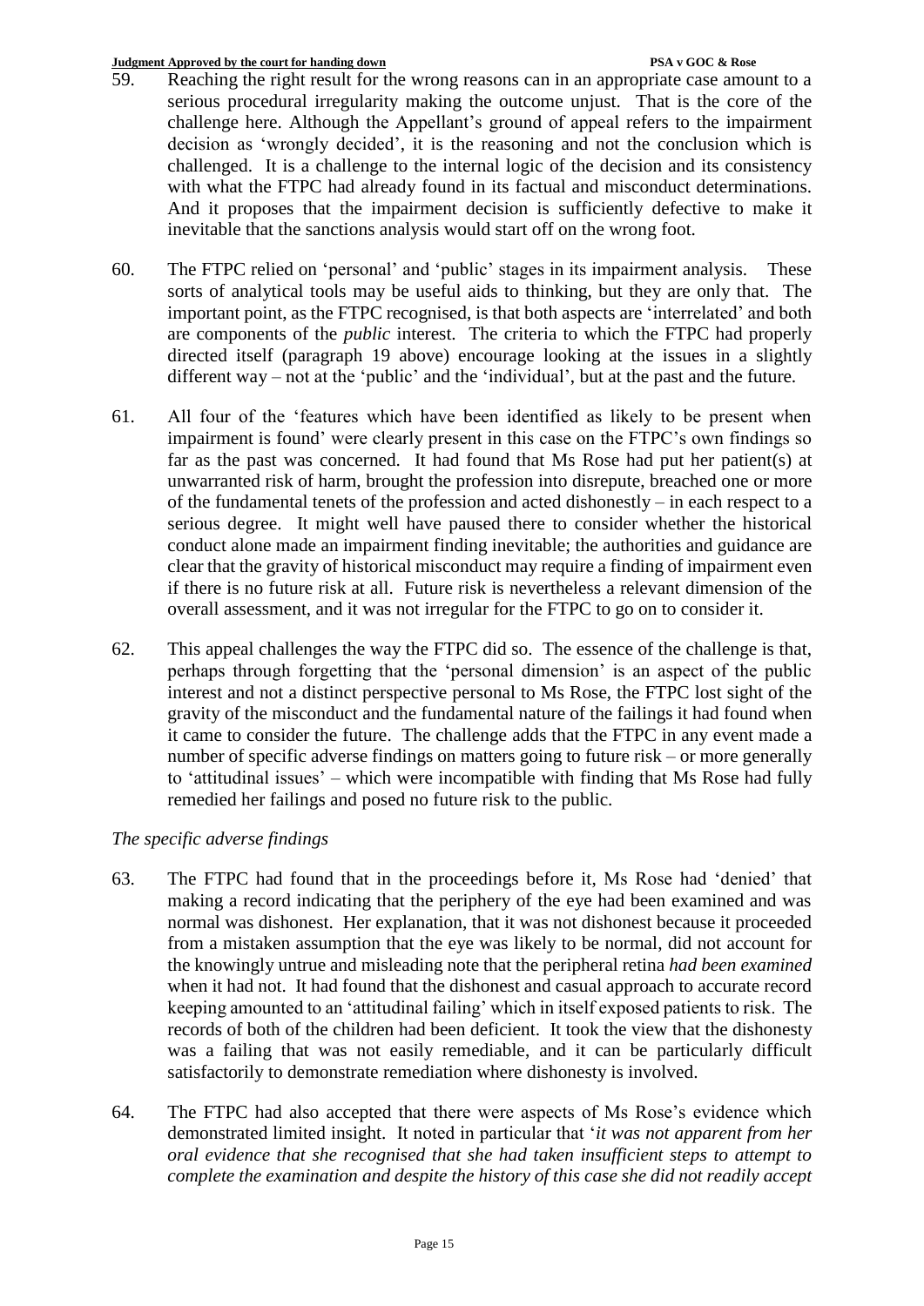59. Reaching the right result for the wrong reasons can in an appropriate case amount to a serious procedural irregularity making the outcome unjust. That is the core of the challenge here. Although the Appellant's ground of appeal refers to the impairment decision as 'wrongly decided', it is the reasoning and not the conclusion which is challenged. It is a challenge to the internal logic of the decision and its consistency with what the FTPC had already found in its factual and misconduct determinations. And it proposes that the impairment decision is sufficiently defective to make it inevitable that the sanctions analysis would start off on the wrong foot.

60. The FTPC relied on 'personal' and 'public' stages in its impairment analysis. These sorts of analytical tools may be useful aids to thinking, but they are only that. The important point, as the FTPC recognised, is that both aspects are 'interrelated' and both are components of the *public* interest. The criteria to which the FTPC had properly directed itself (paragraph 19 above) encourage looking at the issues in a slightly different way – not at the 'public' and the 'individual', but at the past and the future.

61. All four of the 'features which have been identified as likely to be present when impairment is found' were clearly present in this case on the FTPC's own findings so far as the past was concerned. It had found that Ms Rose had put her patient(s) at unwarranted risk of harm, brought the profession into disrepute, breached one or more of the fundamental tenets of the profession and acted dishonestly – in each respect to a serious degree. It might well have paused there to consider whether the historical conduct alone made an impairment finding inevitable; the authorities and guidance are clear that the gravity of historical misconduct may require a finding of impairment even if there is no future risk at all. Future risk is nevertheless a relevant dimension of the overall assessment, and it was not irregular for the FTPC to go on to consider it.

62. This appeal challenges the way the FTPC did so. The essence of the challenge is that, perhaps through forgetting that the 'personal dimension' is an aspect of the public interest and not a distinct perspective personal to Ms Rose, the FTPC lost sight of the gravity of the misconduct and the fundamental nature of the failings it had found when it came to consider the future. The challenge adds that the FTPC in any event made a number of specific adverse findings on matters going to future risk – or more generally to 'attitudinal issues' – which were incompatible with finding that Ms Rose had fully remedied her failings and posed no future risk to the public.

*The specific adverse findings*

63. The FTPC had found that in the proceedings before it, Ms Rose had 'denied' that making a record indicating that the periphery of the eye had been examined and was normal was dishonest. Her explanation, that it was not dishonest because it proceeded from a mistaken assumption that the eye was likely to be normal, did not account for the knowingly untrue and misleading note that the peripheral retina *had been examined* when it had not. It had found that the dishonest and casual approach to accurate record keeping amounted to an 'attitudinal failing' which in itself exposed patients to risk. The records of both of the children had been deficient. It took the view that the dishonesty was a failing that was not easily remediable, and it can be particularly difficult satisfactorily to demonstrate remediation where dishonesty is involved.

64. The FTPC had also accepted that there were aspects of Ms Rose's evidence which demonstrated limited insight. It noted in particular that '*it was not apparent from her oral evidence that she recognised that she had taken insufficient steps to attempt to complete the examination and despite the history of this case she did not readily accept*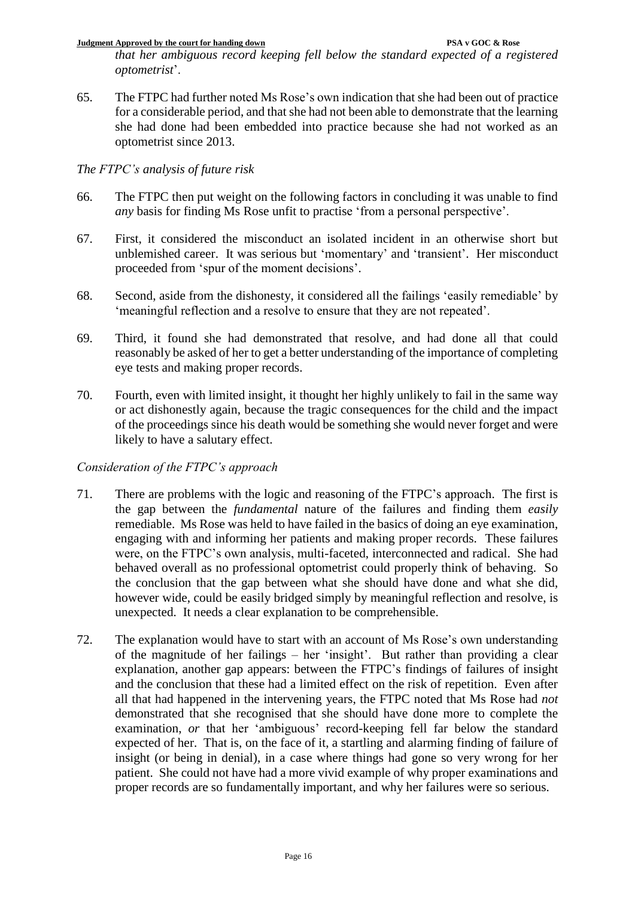*that her ambiguous record keeping fell below the standard expected of a registered optometrist*'.

65. The FTPC had further noted Ms Rose's own indication that she had been out of practice for a considerable period, and that she had not been able to demonstrate that the learning she had done had been embedded into practice because she had not worked as an optometrist since 2013.

*The FTPC's analysis of future risk*

66. The FTPC then put weight on the following factors in concluding it was unable to find *any* basis for finding Ms Rose unfit to practise 'from a personal perspective'.

67. First, it considered the misconduct an isolated incident in an otherwise short but unblemished career. It was serious but 'momentary' and 'transient'. Her misconduct proceeded from 'spur of the moment decisions'.

68. Second, aside from the dishonesty, it considered all the failings 'easily remediable' by 'meaningful reflection and a resolve to ensure that they are not repeated'.

69. Third, it found she had demonstrated that resolve, and had done all that could reasonably be asked of her to get a better understanding of the importance of completing eye tests and making proper records.

70. Fourth, even with limited insight, it thought her highly unlikely to fail in the same way or act dishonestly again, because the tragic consequences for the child and the impact of the proceedings since his death would be something she would never forget and were likely to have a salutary effect.

*Consideration of the FTPC's approach*

71. There are problems with the logic and reasoning of the FTPC's approach. The first is the gap between the *fundamental* nature of the failures and finding them *easily* remediable. Ms Rose was held to have failed in the basics of doing an eye examination, engaging with and informing her patients and making proper records. These failures were, on the FTPC's own analysis, multi-faceted, interconnected and radical. She had behaved overall as no professional optometrist could properly think of behaving. So the conclusion that the gap between what she should have done and what she did, however wide, could be easily bridged simply by meaningful reflection and resolve, is unexpected. It needs a clear explanation to be comprehensible.

72. The explanation would have to start with an account of Ms Rose's own understanding of the magnitude of her failings – her 'insight'. But rather than providing a clear explanation, another gap appears: between the FTPC's findings of failures of insight and the conclusion that these had a limited effect on the risk of repetition. Even after all that had happened in the intervening years, the FTPC noted that Ms Rose had *not* demonstrated that she recognised that she should have done more to complete the examination, *or* that her 'ambiguous' record-keeping fell far below the standard expected of her. That is, on the face of it, a startling and alarming finding of failure of insight (or being in denial), in a case where things had gone so very wrong for her patient. She could not have had a more vivid example of why proper examinations and proper records are so fundamentally important, and why her failures were so serious.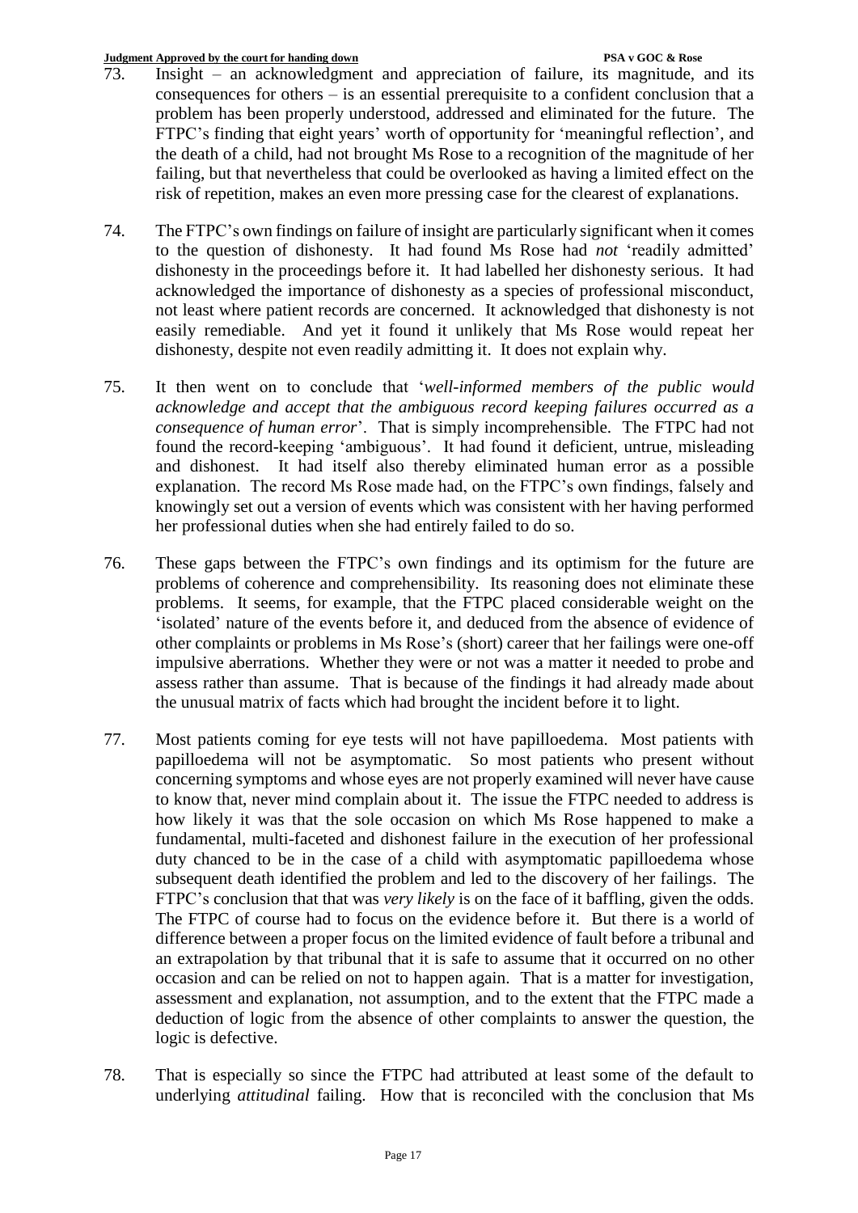73. Insight – an acknowledgment and appreciation of failure, its magnitude, and its consequences for others – is an essential prerequisite to a confident conclusion that a problem has been properly understood, addressed and eliminated for the future. The FTPC's finding that eight years' worth of opportunity for 'meaningful reflection', and the death of a child, had not brought Ms Rose to a recognition of the magnitude of her failing, but that nevertheless that could be overlooked as having a limited effect on the risk of repetition, makes an even more pressing case for the clearest of explanations.

74. The FTPC's own findings on failure of insight are particularly significant when it comes to the question of dishonesty. It had found Ms Rose had *not* 'readily admitted' dishonesty in the proceedings before it. It had labelled her dishonesty serious. It had acknowledged the importance of dishonesty as a species of professional misconduct, not least where patient records are concerned. It acknowledged that dishonesty is not easily remediable. And yet it found it unlikely that Ms Rose would repeat her dishonesty, despite not even readily admitting it. It does not explain why.

75. It then went on to conclude that '*well-informed members of the public would acknowledge and accept that the ambiguous record keeping failures occurred as a consequence of human error*'. That is simply incomprehensible. The FTPC had not found the record-keeping 'ambiguous'. It had found it deficient, untrue, misleading and dishonest. It had itself also thereby eliminated human error as a possible explanation. The record Ms Rose made had, on the FTPC's own findings, falsely and knowingly set out a version of events which was consistent with her having performed her professional duties when she had entirely failed to do so.

76. These gaps between the FTPC's own findings and its optimism for the future are problems of coherence and comprehensibility. Its reasoning does not eliminate these problems. It seems, for example, that the FTPC placed considerable weight on the 'isolated' nature of the events before it, and deduced from the absence of evidence of other complaints or problems in Ms Rose's (short) career that her failings were one-off impulsive aberrations. Whether they were or not was a matter it needed to probe and assess rather than assume. That is because of the findings it had already made about the unusual matrix of facts which had brought the incident before it to light.

77. Most patients coming for eye tests will not have papilloedema. Most patients with papilloedema will not be asymptomatic. So most patients who present without concerning symptoms and whose eyes are not properly examined will never have cause to know that, never mind complain about it. The issue the FTPC needed to address is how likely it was that the sole occasion on which Ms Rose happened to make a fundamental, multi-faceted and dishonest failure in the execution of her professional duty chanced to be in the case of a child with asymptomatic papilloedema whose subsequent death identified the problem and led to the discovery of her failings. The FTPC's conclusion that that was *very likely* is on the face of it baffling, given the odds. The FTPC of course had to focus on the evidence before it. But there is a world of difference between a proper focus on the limited evidence of fault before a tribunal and an extrapolation by that tribunal that it is safe to assume that it occurred on no other occasion and can be relied on not to happen again. That is a matter for investigation, assessment and explanation, not assumption, and to the extent that the FTPC made a deduction of logic from the absence of other complaints to answer the question, the logic is defective.

78. That is especially so since the FTPC had attributed at least some of the default to underlying *attitudinal* failing. How that is reconciled with the conclusion that Ms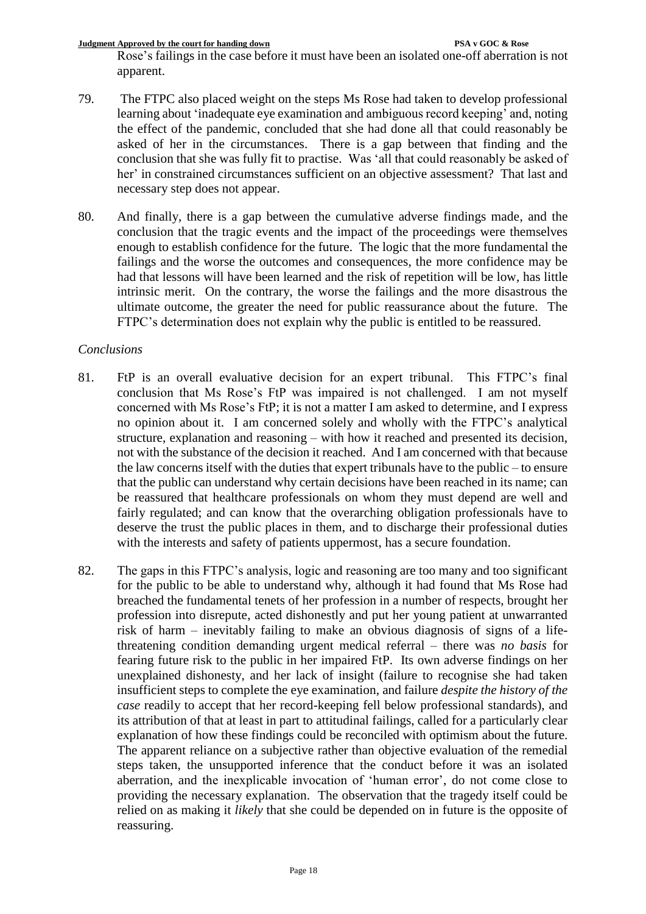Rose's failings in the case before it must have been an isolated one-off aberration is not apparent.

79. The FTPC also placed weight on the steps Ms Rose had taken to develop professional learning about 'inadequate eye examination and ambiguous record keeping' and, noting the effect of the pandemic, concluded that she had done all that could reasonably be asked of her in the circumstances. There is a gap between that finding and the conclusion that she was fully fit to practise. Was 'all that could reasonably be asked of her' in constrained circumstances sufficient on an objective assessment? That last and necessary step does not appear.

80. And finally, there is a gap between the cumulative adverse findings made, and the conclusion that the tragic events and the impact of the proceedings were themselves enough to establish confidence for the future. The logic that the more fundamental the failings and the worse the outcomes and consequences, the more confidence may be had that lessons will have been learned and the risk of repetition will be low, has little intrinsic merit. On the contrary, the worse the failings and the more disastrous the ultimate outcome, the greater the need for public reassurance about the future. The FTPC's determination does not explain why the public is entitled to be reassured.

*Conclusions*

81. FtP is an overall evaluative decision for an expert tribunal. This FTPC's final conclusion that Ms Rose's FtP was impaired is not challenged. I am not myself concerned with Ms Rose's FtP; it is not a matter I am asked to determine, and I express no opinion about it. I am concerned solely and wholly with the FTPC's analytical structure, explanation and reasoning – with how it reached and presented its decision, not with the substance of the decision it reached. And I am concerned with that because the law concerns itself with the duties that expert tribunals have to the public – to ensure that the public can understand why certain decisions have been reached in its name; can be reassured that healthcare professionals on whom they must depend are well and fairly regulated; and can know that the overarching obligation professionals have to deserve the trust the public places in them, and to discharge their professional duties with the interests and safety of patients uppermost, has a secure foundation.

82. The gaps in this FTPC's analysis, logic and reasoning are too many and too significant for the public to be able to understand why, although it had found that Ms Rose had breached the fundamental tenets of her profession in a number of respects, brought her profession into disrepute, acted dishonestly and put her young patient at unwarranted risk of harm – inevitably failing to make an obvious diagnosis of signs of a life-threatening condition demanding urgent medical referral – there was *no basis* for fearing future risk to the public in her impaired FtP. Its own adverse findings on her unexplained dishonesty, and her lack of insight (failure to recognise she had taken insufficient steps to complete the eye examination, and failure *despite the history of the case* readily to accept that her record-keeping fell below professional standards), and its attribution of that at least in part to attitudinal failings, called for a particularly clear explanation of how these findings could be reconciled with optimism about the future. The apparent reliance on a subjective rather than objective evaluation of the remedial steps taken, the unsupported inference that the conduct before it was an isolated aberration, and the inexplicable invocation of 'human error', do not come close to providing the necessary explanation. The observation that the tragedy itself could be relied on as making it *likely* that she could be depended on in future is the opposite of reassuring.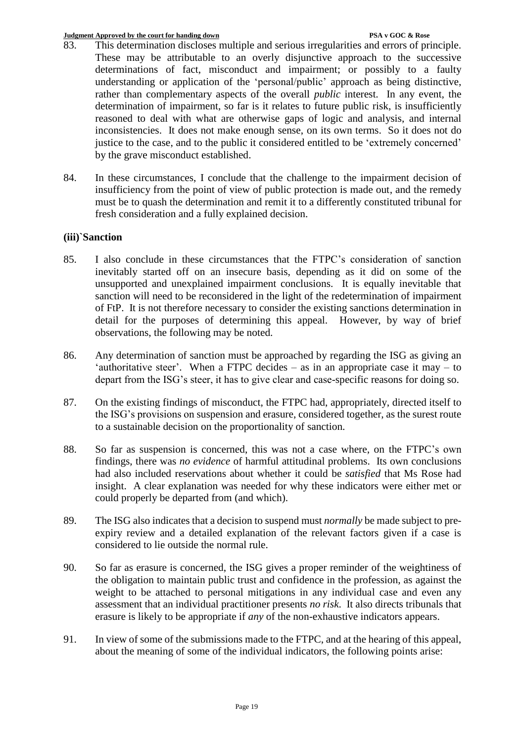83. This determination discloses multiple and serious irregularities and errors of principle. These may be attributable to an overly disjunctive approach to the successive determinations of fact, misconduct and impairment; or possibly to a faulty understanding or application of the 'personal/public' approach as being distinctive, rather than complementary aspects of the overall *public* interest. In any event, the determination of impairment, so far is it relates to future public risk, is insufficiently reasoned to deal with what are otherwise gaps of logic and analysis, and internal inconsistencies. It does not make enough sense, on its own terms. So it does not do justice to the case, and to the public it considered entitled to be 'extremely concerned' by the grave misconduct established.

84. In these circumstances, I conclude that the challenge to the impairment decision of insufficiency from the point of view of public protection is made out, and the remedy must be to quash the determination and remit it to a differently constituted tribunal for fresh consideration and a fully explained decision.

### (iii)`Sanction

85. I also conclude in these circumstances that the FTPC's consideration of sanction inevitably started off on an insecure basis, depending as it did on some of the unsupported and unexplained impairment conclusions. It is equally inevitable that sanction will need to be reconsidered in the light of the redetermination of impairment of FtP. It is not therefore necessary to consider the existing sanctions determination in detail for the purposes of determining this appeal. However, by way of brief observations, the following may be noted.

86. Any determination of sanction must be approached by regarding the ISG as giving an 'authoritative steer'. When a FTPC decides – as in an appropriate case it may – to depart from the ISG's steer, it has to give clear and case-specific reasons for doing so.

87. On the existing findings of misconduct, the FTPC had, appropriately, directed itself to the ISG's provisions on suspension and erasure, considered together, as the surest route to a sustainable decision on the proportionality of sanction.

88. So far as suspension is concerned, this was not a case where, on the FTPC's own findings, there was *no evidence* of harmful attitudinal problems. Its own conclusions had also included reservations about whether it could be *satisfied* that Ms Rose had insight. A clear explanation was needed for why these indicators were either met or could properly be departed from (and which).

89. The ISG also indicates that a decision to suspend must *normally* be made subject to pre-expiry review and a detailed explanation of the relevant factors given if a case is considered to lie outside the normal rule.

90. So far as erasure is concerned, the ISG gives a proper reminder of the weightiness of the obligation to maintain public trust and confidence in the profession, as against the weight to be attached to personal mitigations in any individual case and even any assessment that an individual practitioner presents *no risk*. It also directs tribunals that erasure is likely to be appropriate if *any* of the non-exhaustive indicators appears.

91. In view of some of the submissions made to the FTPC, and at the hearing of this appeal, about the meaning of some of the individual indicators, the following points arise: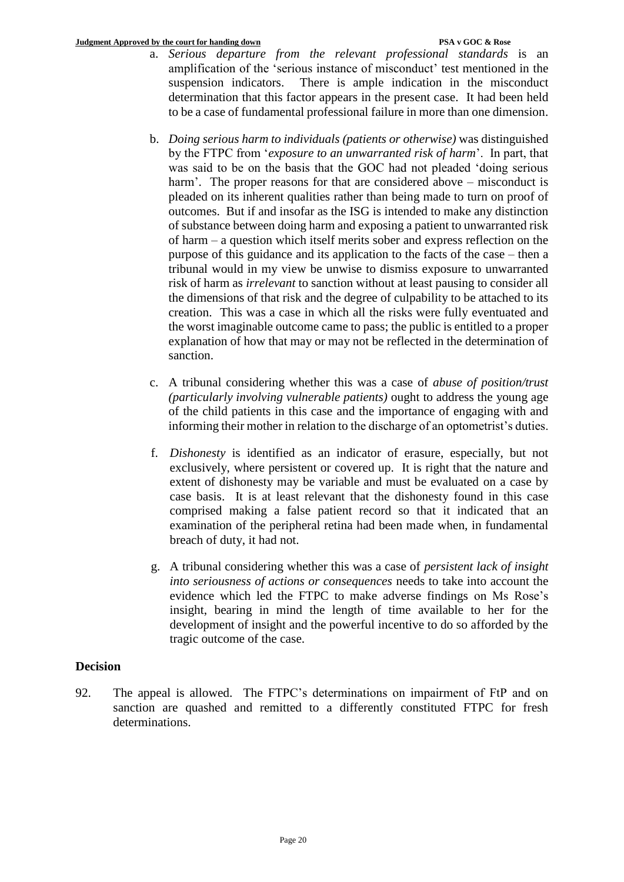a. *Serious departure from the relevant professional standards* is an amplification of the 'serious instance of misconduct' test mentioned in the suspension indicators. There is ample indication in the misconduct determination that this factor appears in the present case. It had been held to be a case of fundamental professional failure in more than one dimension.

b. *Doing serious harm to individuals (patients or otherwise)* was distinguished by the FTPC from '*exposure to an unwarranted risk of harm*'. In part, that was said to be on the basis that the GOC had not pleaded 'doing serious harm'. The proper reasons for that are considered above – misconduct is pleaded on its inherent qualities rather than being made to turn on proof of outcomes. But if and insofar as the ISG is intended to make any distinction of substance between doing harm and exposing a patient to unwarranted risk of harm – a question which itself merits sober and express reflection on the purpose of this guidance and its application to the facts of the case – then a tribunal would in my view be unwise to dismiss exposure to unwarranted risk of harm as *irrelevant* to sanction without at least pausing to consider all the dimensions of that risk and the degree of culpability to be attached to its creation. This was a case in which all the risks were fully eventuated and the worst imaginable outcome came to pass; the public is entitled to a proper explanation of how that may or may not be reflected in the determination of sanction.

c. A tribunal considering whether this was a case of *abuse of position/trust (particularly involving vulnerable patients)* ought to address the young age of the child patients in this case and the importance of engaging with and informing their mother in relation to the discharge of an optometrist's duties.

f. *Dishonesty* is identified as an indicator of erasure, especially, but not exclusively, where persistent or covered up. It is right that the nature and extent of dishonesty may be variable and must be evaluated on a case by case basis. It is at least relevant that the dishonesty found in this case comprised making a false patient record so that it indicated that an examination of the peripheral retina had been made when, in fundamental breach of duty, it had not.

g. A tribunal considering whether this was a case of *persistent lack of insight into seriousness of actions or consequences* needs to take into account the evidence which led the FTPC to make adverse findings on Ms Rose's insight, bearing in mind the length of time available to her for the development of insight and the powerful incentive to do so afforded by the tragic outcome of the case.

## Decision

92. The appeal is allowed. The FTPC's determinations on impairment of FtP and on sanction are quashed and remitted to a differently constituted FTPC for fresh determinations.